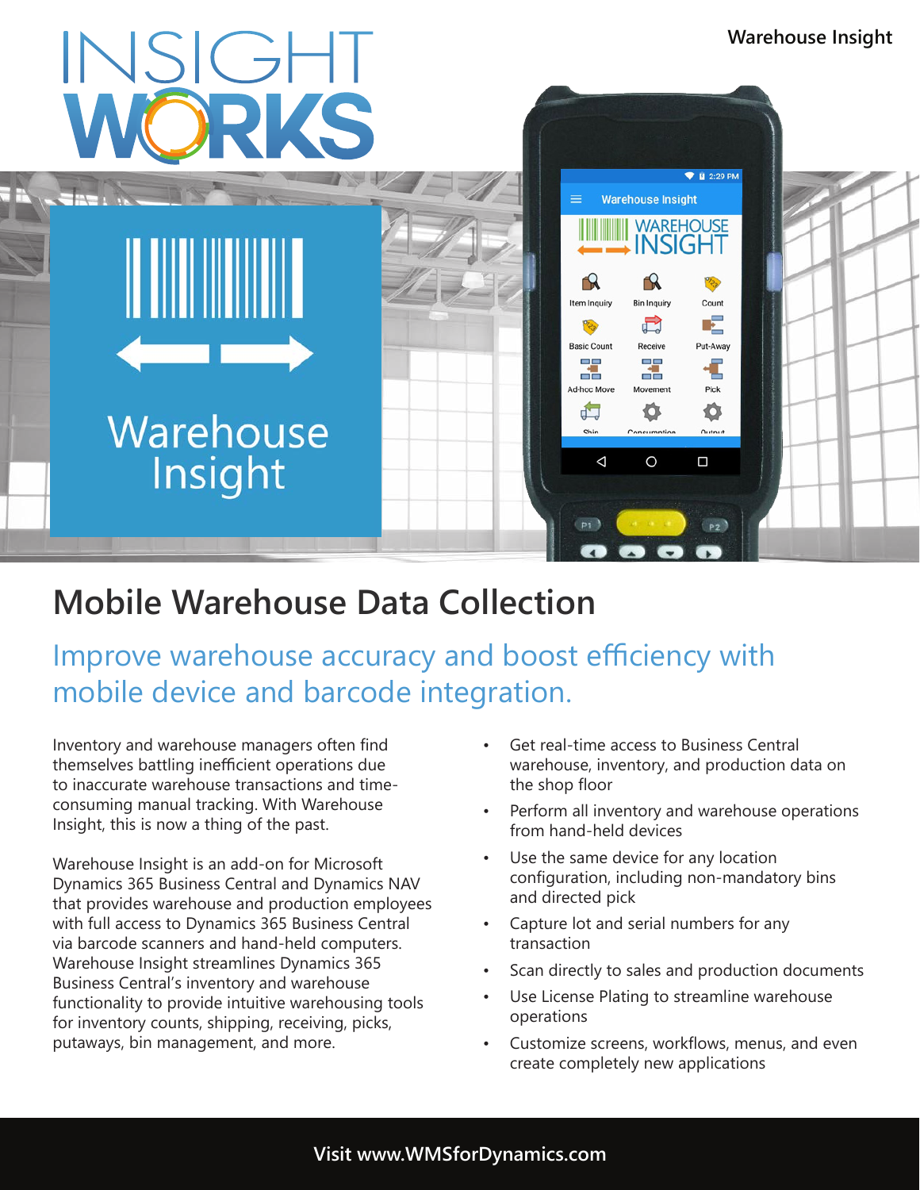# Mobile Warehouse Data Collection

## Improve warehouse accuracy and boost efficiency with mobile device and barcode integration.

Inventory and warehouse managers often find themselves battling inefficient operations due to inaccurate warehouse transactions and time-consuming manual tracking. With Warehouse Insight, this is now a thing of the past.

Warehouse Insight is an add-on for Microsoft Dynamics 365 Business Central and Dynamics NAV that provides warehouse and production employees with full access to Dynamics 365 Business Central via barcode scanners and hand-held computers. Warehouse Insight streamlines Dynamics 365 Business Central's inventory and warehouse functionality to provide intuitive warehousing tools for inventory counts, shipping, receiving, picks, putaways, bin management, and more.

- Get real-time access to Business Central warehouse, inventory, and production data on the shop floor
- Perform all inventory and warehouse operations from hand-held devices
- Use the same device for any location configuration, including non-mandatory bins and directed pick
- Capture lot and serial numbers for any transaction
- Scan directly to sales and production documents
- Use License Plating to streamline warehouse operations
- Customize screens, workflows, menus, and even create completely new applications

**Visit www.WMSforDynamics.com**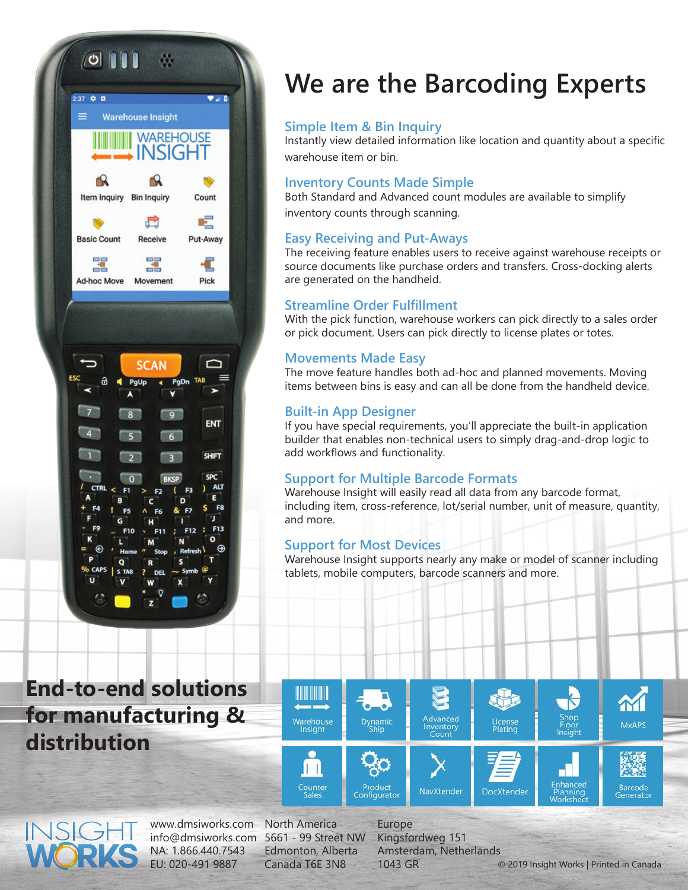# We are the Barcoding Experts

### Simple Item & Bin Inquiry

Instantly view detailed information like location and quantity about a specific warehouse item or bin.

### Inventory Counts Made Simple

Both Standard and Advanced count modules are available to simplify inventory counts through scanning.

### Easy Receiving and Put-Aways

The receiving feature enables users to receive against warehouse receipts or source documents like purchase orders and transfers. Cross-docking alerts are generated on the handheld.

### Streamline Order Fulfillment

With the pick function, warehouse workers can pick directly to a sales order or pick document. Users can pick directly to license plates or totes.

### Movements Made Easy

The move feature handles both ad-hoc and planned movements. Moving items between bins is easy and can all be done from the handheld device.

### Built-in App Designer

If you have special requirements, you'll appreciate the built-in application builder that enables non-technical users to simply drag-and-drop logic to add workflows and functionality.

### Support for Multiple Barcode Formats

Warehouse Insight will easily read all data from any barcode format, including item, cross-reference, lot/serial number, unit of measure, quantity, and more.

### Support for Most Devices

Warehouse Insight supports nearly any make or model of scanner including tablets, mobile computers, barcode scanners and more.

## End-to-end solutions for manufacturing & distribution

Warehouse Insight
Dynamic Ship
Advanced Inventory Count
License Plating
Shop Floor Insight
MxAPS
Counter Sales
Product Configurator
NavXtender
DocXtender
Enhanced Planning Worksheet
Barcode Generator

INSIGHT WORKS

www.dmsiworks.com
info@dmsiworks.com
NA: 1.866.440.7543
EU: 020-491 9887

North America
5661 - 99 Street NW
Edmonton, Alberta
Canada T6E 3N8

Europe
Kingsfordweg 151
Amsterdam, Netherlands
1043 GR

© 2019 Insight Works | Printed in Canada